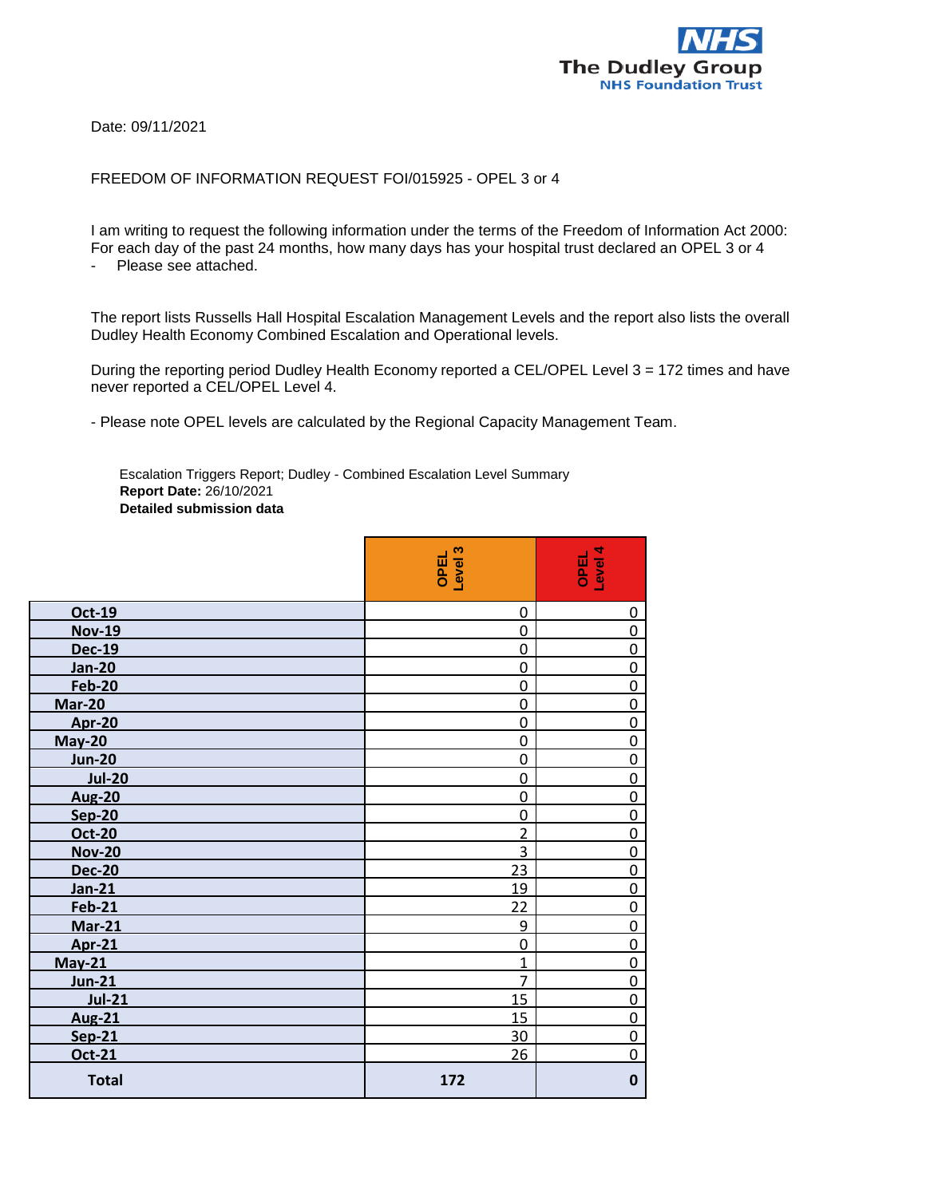Date: 09/11/2021

FREEDOM OF INFORMATION REQUEST FOI/015925 - OPEL 3 or 4

I am writing to request the following information under the terms of the Freedom of Information Act 2000: For each day of the past 24 months, how many days has your hospital trust declared an OPEL 3 or 4

- Please see attached.

The report lists Russells Hall Hospital Escalation Management Levels and the report also lists the overall Dudley Health Economy Combined Escalation and Operational levels.

During the reporting period Dudley Health Economy reported a CEL/OPEL Level 3 = 172 times and have never reported a CEL/OPEL Level 4.

- Please note OPEL levels are calculated by the Regional Capacity Management Team.

Escalation Triggers Report; Dudley - Combined Escalation Level Summary
**Report Date:** 26/10/2021
**Detailed submission data**

| | OPEL Level 3 | OPEL Level 4 |
|---|---|---|
| Oct-19 | 0 | 0 |
| Nov-19 | 0 | 0 |
| Dec-19 | 0 | 0 |
| Jan-20 | 0 | 0 |
| Feb-20 | 0 | 0 |
| Mar-20 | 0 | 0 |
| Apr-20 | 0 | 0 |
| May-20 | 0 | 0 |
| Jun-20 | 0 | 0 |
| Jul-20 | 0 | 0 |
| Aug-20 | 0 | 0 |
| Sep-20 | 0 | 0 |
| Oct-20 | 2 | 0 |
| Nov-20 | 3 | 0 |
| Dec-20 | 23 | 0 |
| Jan-21 | 19 | 0 |
| Feb-21 | 22 | 0 |
| Mar-21 | 9 | 0 |
| Apr-21 | 0 | 0 |
| May-21 | 1 | 0 |
| Jun-21 | 7 | 0 |
| Jul-21 | 15 | 0 |
| Aug-21 | 15 | 0 |
| Sep-21 | 30 | 0 |
| Oct-21 | 26 | 0 |
| **Total** | **172** | **0** |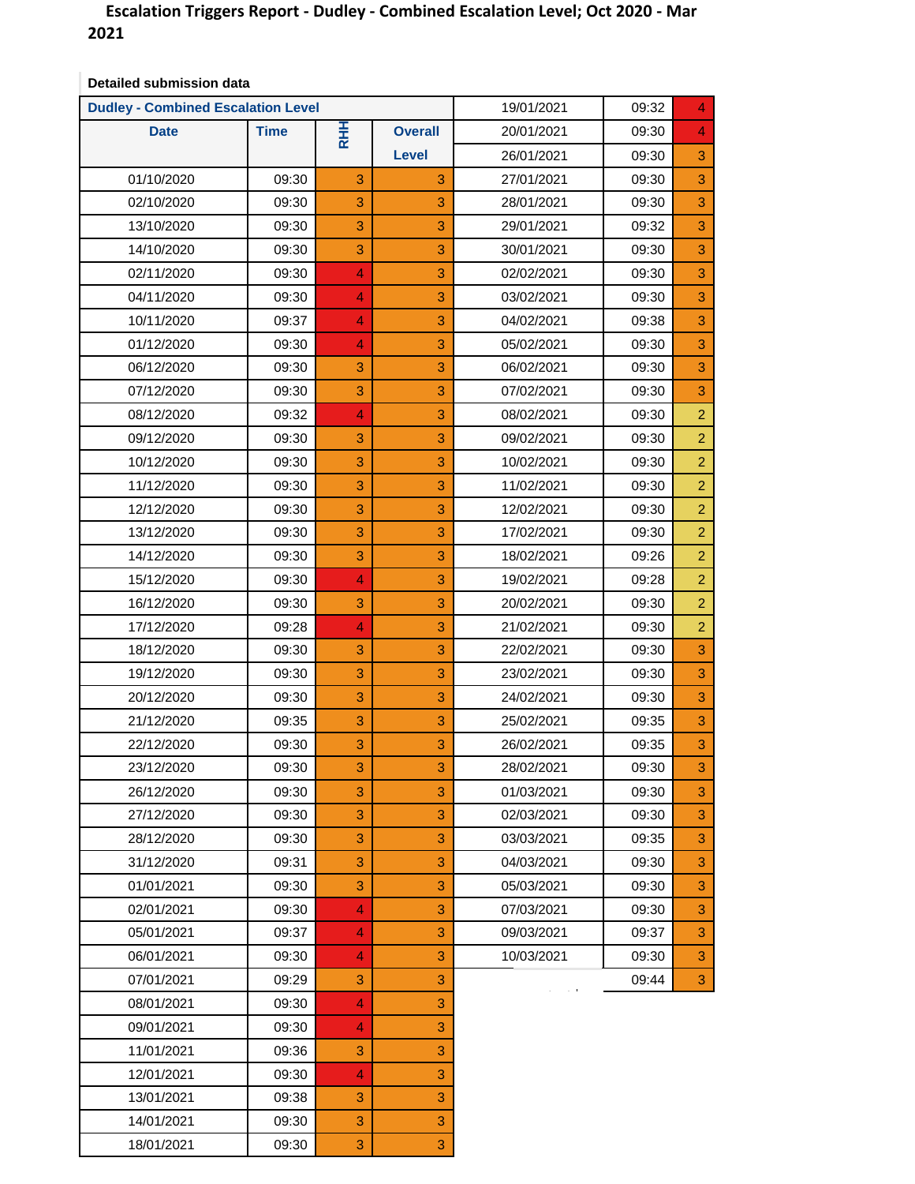# Escalation Triggers Report - Dudley - Combined Escalation Level; Oct 2020 - Mar 2021

**Detailed submission data**

| Dudley - Combined Escalation Level | | | |
|---|---|---|---|
| **Date** | **Time** | **RHH** | **Overall Level** |
| 01/10/2020 | 09:30 | 3 | 3 |
| 02/10/2020 | 09:30 | 3 | 3 |
| 13/10/2020 | 09:30 | 3 | 3 |
| 14/10/2020 | 09:30 | 3 | 3 |
| 02/11/2020 | 09:30 | 4 | 3 |
| 04/11/2020 | 09:30 | 4 | 3 |
| 10/11/2020 | 09:37 | 4 | 3 |
| 01/12/2020 | 09:30 | 4 | 3 |
| 06/12/2020 | 09:30 | 3 | 3 |
| 07/12/2020 | 09:30 | 3 | 3 |
| 08/12/2020 | 09:32 | 4 | 3 |
| 09/12/2020 | 09:30 | 3 | 3 |
| 10/12/2020 | 09:30 | 3 | 3 |
| 11/12/2020 | 09:30 | 3 | 3 |
| 12/12/2020 | 09:30 | 3 | 3 |
| 13/12/2020 | 09:30 | 3 | 3 |
| 14/12/2020 | 09:30 | 3 | 3 |
| 15/12/2020 | 09:30 | 4 | 3 |
| 16/12/2020 | 09:30 | 3 | 3 |
| 17/12/2020 | 09:28 | 4 | 3 |
| 18/12/2020 | 09:30 | 3 | 3 |
| 19/12/2020 | 09:30 | 3 | 3 |
| 20/12/2020 | 09:30 | 3 | 3 |
| 21/12/2020 | 09:35 | 3 | 3 |
| 22/12/2020 | 09:30 | 3 | 3 |
| 23/12/2020 | 09:30 | 3 | 3 |
| 26/12/2020 | 09:30 | 3 | 3 |
| 27/12/2020 | 09:30 | 3 | 3 |
| 28/12/2020 | 09:30 | 3 | 3 |
| 31/12/2020 | 09:31 | 3 | 3 |
| 01/01/2021 | 09:30 | 3 | 3 |
| 02/01/2021 | 09:30 | 4 | 3 |
| 05/01/2021 | 09:37 | 4 | 3 |
| 06/01/2021 | 09:30 | 4 | 3 |
| 07/01/2021 | 09:29 | 3 | 3 |
| 08/01/2021 | 09:30 | 4 | 3 |
| 09/01/2021 | 09:30 | 4 | 3 |
| 11/01/2021 | 09:36 | 3 | 3 |
| 12/01/2021 | 09:30 | 4 | 3 |
| 13/01/2021 | 09:38 | 3 | 3 |
| 14/01/2021 | 09:30 | 3 | 3 |
| 18/01/2021 | 09:30 | 3 | 3 |
| 19/01/2021 | 09:32 | | 4 |
| 20/01/2021 | 09:30 | | 4 |
| 26/01/2021 | 09:30 | | 3 |
| 27/01/2021 | 09:30 | | 3 |
| 28/01/2021 | 09:30 | | 3 |
| 29/01/2021 | 09:32 | | 3 |
| 30/01/2021 | 09:30 | | 3 |
| 02/02/2021 | 09:30 | | 3 |
| 03/02/2021 | 09:30 | | 3 |
| 04/02/2021 | 09:38 | | 3 |
| 05/02/2021 | 09:30 | | 3 |
| 06/02/2021 | 09:30 | | 3 |
| 07/02/2021 | 09:30 | | 3 |
| 08/02/2021 | 09:30 | | 2 |
| 09/02/2021 | 09:30 | | 2 |
| 10/02/2021 | 09:30 | | 2 |
| 11/02/2021 | 09:30 | | 2 |
| 12/02/2021 | 09:30 | | 2 |
| 17/02/2021 | 09:30 | | 2 |
| 18/02/2021 | 09:26 | | 2 |
| 19/02/2021 | 09:28 | | 2 |
| 20/02/2021 | 09:30 | | 2 |
| 21/02/2021 | 09:30 | | 2 |
| 22/02/2021 | 09:30 | | 3 |
| 23/02/2021 | 09:30 | | 3 |
| 24/02/2021 | 09:30 | | 3 |
| 25/02/2021 | 09:35 | | 3 |
| 26/02/2021 | 09:35 | | 3 |
| 28/02/2021 | 09:30 | | 3 |
| 01/03/2021 | 09:30 | | 3 |
| 02/03/2021 | 09:30 | | 3 |
| 03/03/2021 | 09:35 | | 3 |
| 04/03/2021 | 09:30 | | 3 |
| 05/03/2021 | 09:30 | | 3 |
| 07/03/2021 | 09:30 | | 3 |
| 09/03/2021 | 09:37 | | 3 |
| 10/03/2021 | 09:30 | | 3 |
| | 09:44 | | 3 |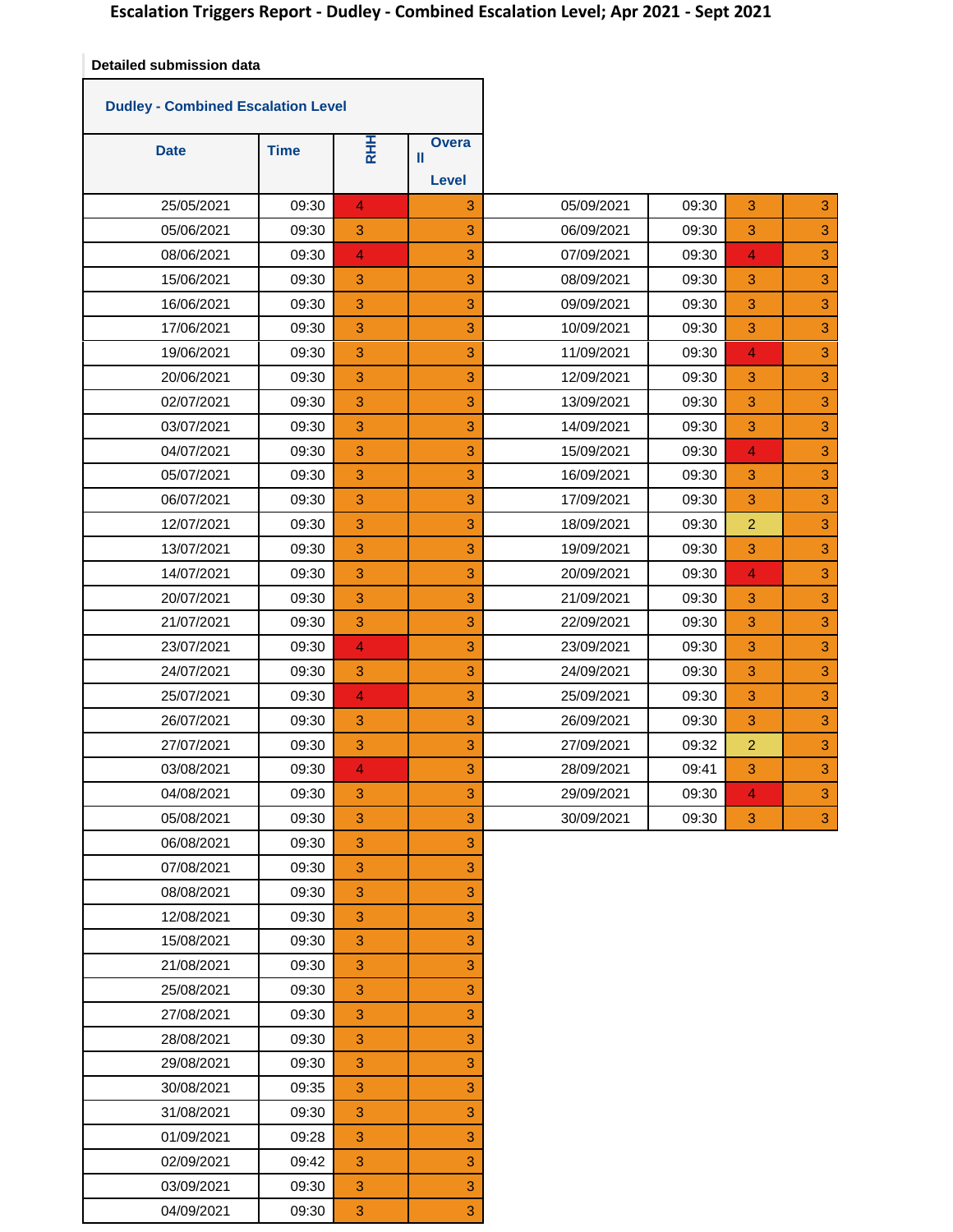# Escalation Triggers Report - Dudley - Combined Escalation Level; Apr 2021 - Sept 2021

**Detailed submission data**

**Dudley - Combined Escalation Level**

| Date | Time | RHH | Overall Level |
|---|---|---|---|
| 25/05/2021 | 09:30 | 4 | 3 |
| 05/06/2021 | 09:30 | 3 | 3 |
| 08/06/2021 | 09:30 | 4 | 3 |
| 15/06/2021 | 09:30 | 3 | 3 |
| 16/06/2021 | 09:30 | 3 | 3 |
| 17/06/2021 | 09:30 | 3 | 3 |
| 19/06/2021 | 09:30 | 3 | 3 |
| 20/06/2021 | 09:30 | 3 | 3 |
| 02/07/2021 | 09:30 | 3 | 3 |
| 03/07/2021 | 09:30 | 3 | 3 |
| 04/07/2021 | 09:30 | 3 | 3 |
| 05/07/2021 | 09:30 | 3 | 3 |
| 06/07/2021 | 09:30 | 3 | 3 |
| 12/07/2021 | 09:30 | 3 | 3 |
| 13/07/2021 | 09:30 | 3 | 3 |
| 14/07/2021 | 09:30 | 3 | 3 |
| 20/07/2021 | 09:30 | 3 | 3 |
| 21/07/2021 | 09:30 | 3 | 3 |
| 23/07/2021 | 09:30 | 4 | 3 |
| 24/07/2021 | 09:30 | 3 | 3 |
| 25/07/2021 | 09:30 | 4 | 3 |
| 26/07/2021 | 09:30 | 3 | 3 |
| 27/07/2021 | 09:30 | 3 | 3 |
| 03/08/2021 | 09:30 | 4 | 3 |
| 04/08/2021 | 09:30 | 3 | 3 |
| 05/08/2021 | 09:30 | 3 | 3 |
| 06/08/2021 | 09:30 | 3 | 3 |
| 07/08/2021 | 09:30 | 3 | 3 |
| 08/08/2021 | 09:30 | 3 | 3 |
| 12/08/2021 | 09:30 | 3 | 3 |
| 15/08/2021 | 09:30 | 3 | 3 |
| 21/08/2021 | 09:30 | 3 | 3 |
| 25/08/2021 | 09:30 | 3 | 3 |
| 27/08/2021 | 09:30 | 3 | 3 |
| 28/08/2021 | 09:30 | 3 | 3 |
| 29/08/2021 | 09:30 | 3 | 3 |
| 30/08/2021 | 09:35 | 3 | 3 |
| 31/08/2021 | 09:30 | 3 | 3 |
| 01/09/2021 | 09:28 | 3 | 3 |
| 02/09/2021 | 09:42 | 3 | 3 |
| 03/09/2021 | 09:30 | 3 | 3 |
| 04/09/2021 | 09:30 | 3 | 3 |
| 05/09/2021 | 09:30 | 3 | 3 |
| 06/09/2021 | 09:30 | 3 | 3 |
| 07/09/2021 | 09:30 | 4 | 3 |
| 08/09/2021 | 09:30 | 3 | 3 |
| 09/09/2021 | 09:30 | 3 | 3 |
| 10/09/2021 | 09:30 | 3 | 3 |
| 11/09/2021 | 09:30 | 4 | 3 |
| 12/09/2021 | 09:30 | 3 | 3 |
| 13/09/2021 | 09:30 | 3 | 3 |
| 14/09/2021 | 09:30 | 3 | 3 |
| 15/09/2021 | 09:30 | 4 | 3 |
| 16/09/2021 | 09:30 | 3 | 3 |
| 17/09/2021 | 09:30 | 3 | 3 |
| 18/09/2021 | 09:30 | 2 | 3 |
| 19/09/2021 | 09:30 | 3 | 3 |
| 20/09/2021 | 09:30 | 4 | 3 |
| 21/09/2021 | 09:30 | 3 | 3 |
| 22/09/2021 | 09:30 | 3 | 3 |
| 23/09/2021 | 09:30 | 3 | 3 |
| 24/09/2021 | 09:30 | 3 | 3 |
| 25/09/2021 | 09:30 | 3 | 3 |
| 26/09/2021 | 09:30 | 3 | 3 |
| 27/09/2021 | 09:32 | 2 | 3 |
| 28/09/2021 | 09:41 | 3 | 3 |
| 29/09/2021 | 09:30 | 4 | 3 |
| 30/09/2021 | 09:30 | 3 | 3 |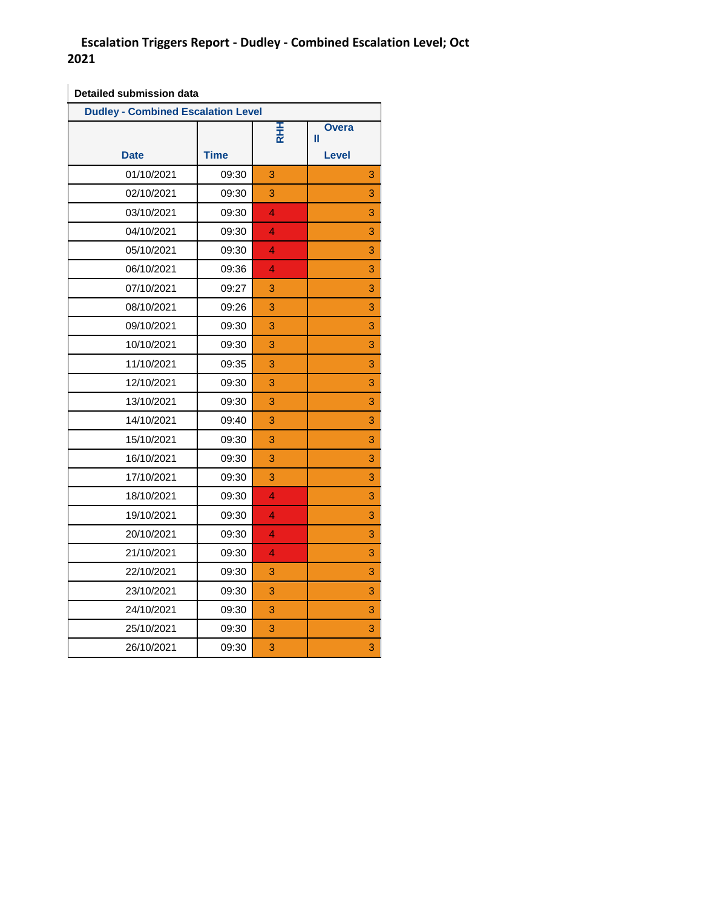# Escalation Triggers Report - Dudley - Combined Escalation Level; Oct 2021

**Detailed submission data**

| Dudley - Combined Escalation Level | | | |
|---|---|---|---|
| Date | Time | RHH | Overall Level |
| 01/10/2021 | 09:30 | 3 | 3 |
| 02/10/2021 | 09:30 | 3 | 3 |
| 03/10/2021 | 09:30 | 4 | 3 |
| 04/10/2021 | 09:30 | 4 | 3 |
| 05/10/2021 | 09:30 | 4 | 3 |
| 06/10/2021 | 09:36 | 4 | 3 |
| 07/10/2021 | 09:27 | 3 | 3 |
| 08/10/2021 | 09:26 | 3 | 3 |
| 09/10/2021 | 09:30 | 3 | 3 |
| 10/10/2021 | 09:30 | 3 | 3 |
| 11/10/2021 | 09:35 | 3 | 3 |
| 12/10/2021 | 09:30 | 3 | 3 |
| 13/10/2021 | 09:30 | 3 | 3 |
| 14/10/2021 | 09:40 | 3 | 3 |
| 15/10/2021 | 09:30 | 3 | 3 |
| 16/10/2021 | 09:30 | 3 | 3 |
| 17/10/2021 | 09:30 | 3 | 3 |
| 18/10/2021 | 09:30 | 4 | 3 |
| 19/10/2021 | 09:30 | 4 | 3 |
| 20/10/2021 | 09:30 | 4 | 3 |
| 21/10/2021 | 09:30 | 4 | 3 |
| 22/10/2021 | 09:30 | 3 | 3 |
| 23/10/2021 | 09:30 | 3 | 3 |
| 24/10/2021 | 09:30 | 3 | 3 |
| 25/10/2021 | 09:30 | 3 | 3 |
| 26/10/2021 | 09:30 | 3 | 3 |